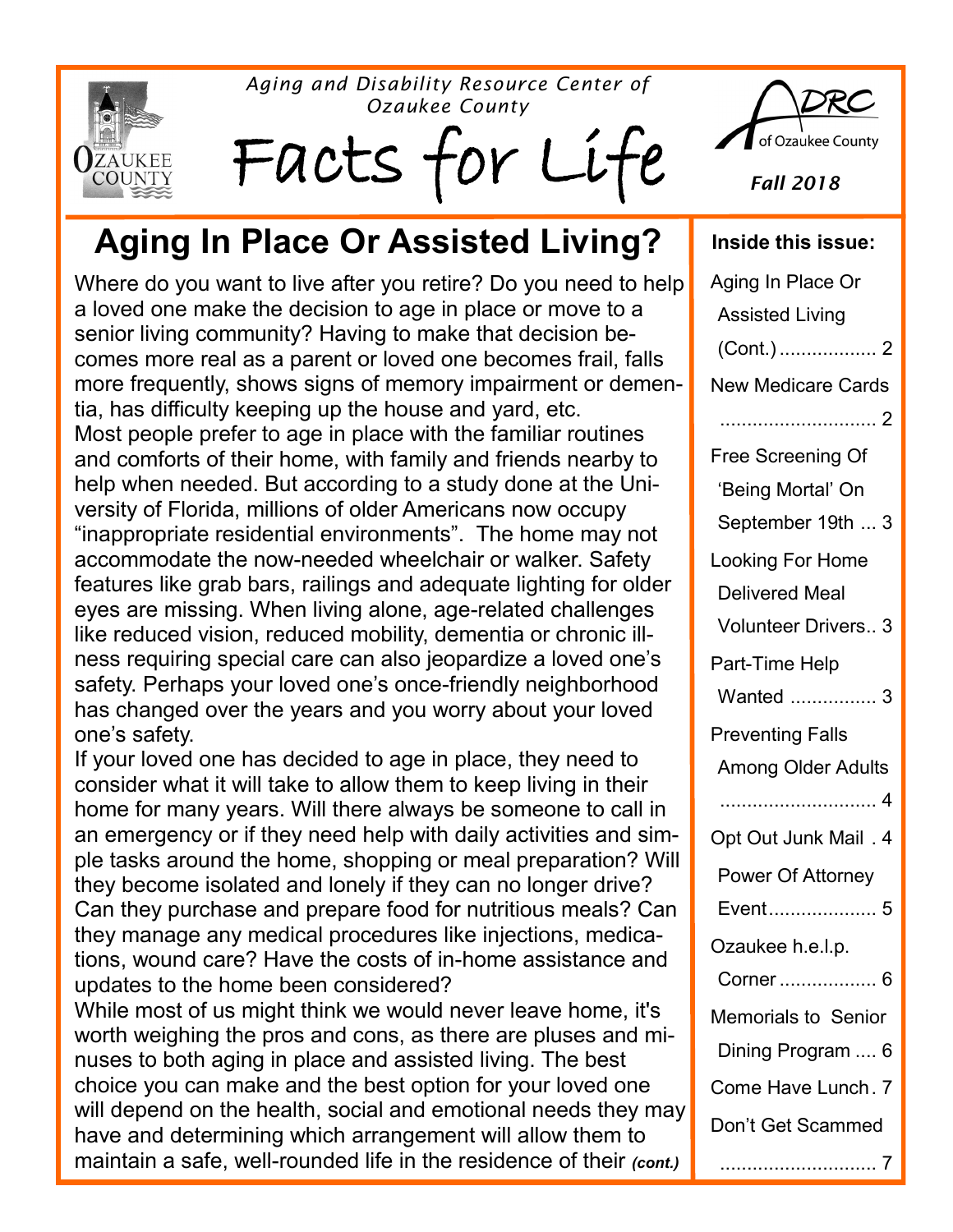Aging and Disability Resource Center of Ozaukee County

# Facts for Life

ADRC of Ozaukee County

*Fall 2018*

## Aging In Place Or Assisted Living?

Where do you want to live after you retire? Do you need to help a loved one make the decision to age in place or move to a senior living community? Having to make that decision becomes more real as a parent or loved one becomes frail, falls more frequently, shows signs of memory impairment or dementia, has difficulty keeping up the house and yard, etc.

Most people prefer to age in place with the familiar routines and comforts of their home, with family and friends nearby to help when needed. But according to a study done at the University of Florida, millions of older Americans now occupy "inappropriate residential environments". The home may not accommodate the now-needed wheelchair or walker. Safety features like grab bars, railings and adequate lighting for older eyes are missing. When living alone, age-related challenges like reduced vision, reduced mobility, dementia or chronic illness requiring special care can also jeopardize a loved one's safety. Perhaps your loved one's once-friendly neighborhood has changed over the years and you worry about your loved one's safety.

If your loved one has decided to age in place, they need to consider what it will take to allow them to keep living in their home for many years. Will there always be someone to call in an emergency or if they need help with daily activities and simple tasks around the home, shopping or meal preparation? Will they become isolated and lonely if they can no longer drive? Can they purchase and prepare food for nutritious meals? Can they manage any medical procedures like injections, medications, wound care? Have the costs of in-home assistance and updates to the home been considered?

While most of us might think we would never leave home, it's worth weighing the pros and cons, as there are pluses and minuses to both aging in place and assisted living. The best choice you can make and the best option for your loved one will depend on the health, social and emotional needs they may have and determining which arrangement will allow them to maintain a safe, well-rounded life in the residence of their ***(cont.)***

**Inside this issue:**

- Aging In Place Or Assisted Living (Cont.) .................. 2
- New Medicare Cards ............................. 2
- Free Screening Of 'Being Mortal' On September 19th ... 3
- Looking For Home Delivered Meal Volunteer Drivers.. 3
- Part-Time Help Wanted ................ 3
- Preventing Falls Among Older Adults ............................. 4
- Opt Out Junk Mail . 4
- Power Of Attorney Event.................... 5
- Ozaukee h.e.l.p. Corner .................. 6
- Memorials to Senior Dining Program .... 6
- Come Have Lunch. 7
- Don't Get Scammed ............................. 7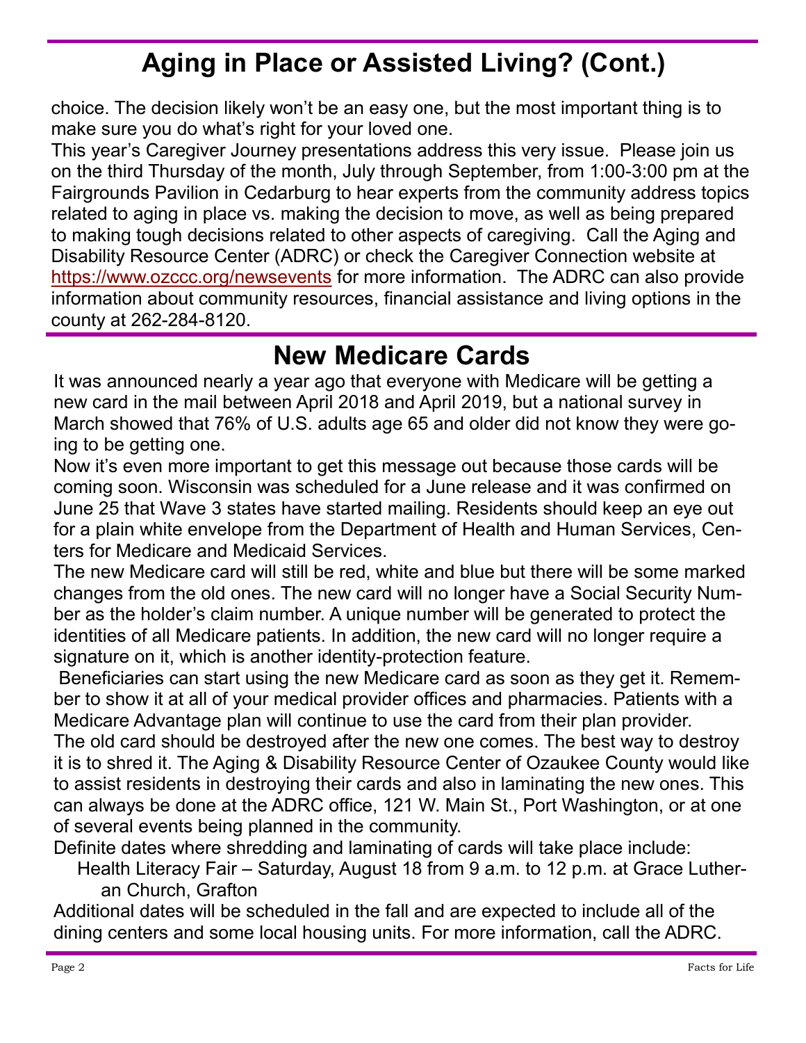# Aging in Place or Assisted Living? (Cont.)

choice. The decision likely won't be an easy one, but the most important thing is to make sure you do what's right for your loved one.

This year's Caregiver Journey presentations address this very issue. Please join us on the third Thursday of the month, July through September, from 1:00-3:00 pm at the Fairgrounds Pavilion in Cedarburg to hear experts from the community address topics related to aging in place vs. making the decision to move, as well as being prepared to making tough decisions related to other aspects of caregiving. Call the Aging and Disability Resource Center (ADRC) or check the Caregiver Connection website at https://www.ozccc.org/newsevents for more information. The ADRC can also provide information about community resources, financial assistance and living options in the county at 262-284-8120.

# New Medicare Cards

It was announced nearly a year ago that everyone with Medicare will be getting a new card in the mail between April 2018 and April 2019, but a national survey in March showed that 76% of U.S. adults age 65 and older did not know they were going to be getting one.

Now it's even more important to get this message out because those cards will be coming soon. Wisconsin was scheduled for a June release and it was confirmed on June 25 that Wave 3 states have started mailing. Residents should keep an eye out for a plain white envelope from the Department of Health and Human Services, Centers for Medicare and Medicaid Services.

The new Medicare card will still be red, white and blue but there will be some marked changes from the old ones. The new card will no longer have a Social Security Number as the holder's claim number. A unique number will be generated to protect the identities of all Medicare patients. In addition, the new card will no longer require a signature on it, which is another identity-protection feature.

Beneficiaries can start using the new Medicare card as soon as they get it. Remember to show it at all of your medical provider offices and pharmacies. Patients with a Medicare Advantage plan will continue to use the card from their plan provider.

The old card should be destroyed after the new one comes. The best way to destroy it is to shred it. The Aging & Disability Resource Center of Ozaukee County would like to assist residents in destroying their cards and also in laminating the new ones. This can always be done at the ADRC office, 121 W. Main St., Port Washington, or at one of several events being planned in the community.

Definite dates where shredding and laminating of cards will take place include:

- Health Literacy Fair – Saturday, August 18 from 9 a.m. to 12 p.m. at Grace Lutheran Church, Grafton

Additional dates will be scheduled in the fall and are expected to include all of the dining centers and some local housing units. For more information, call the ADRC.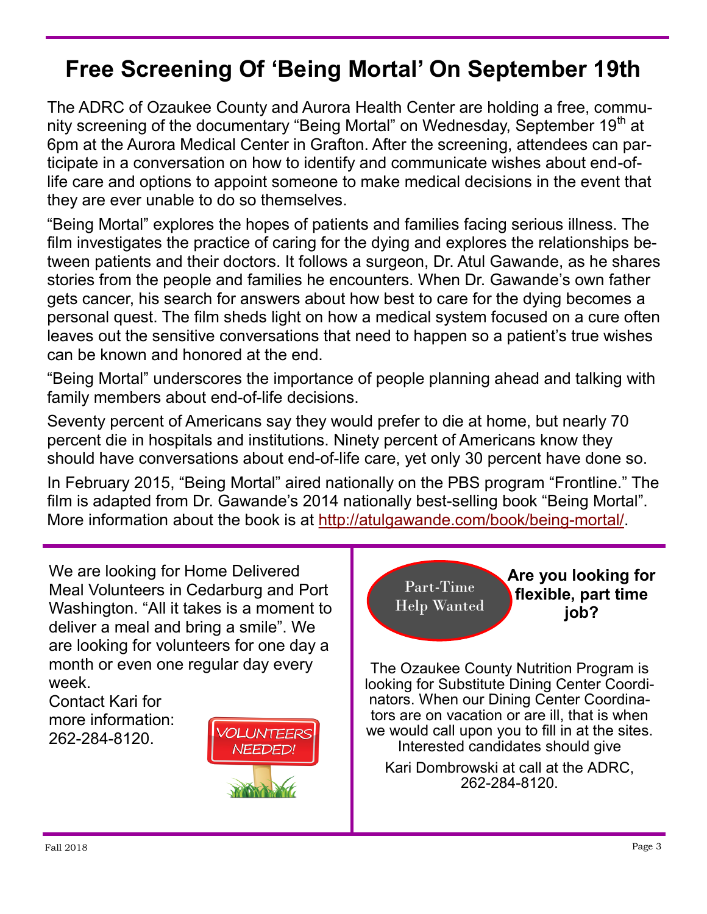# Free Screening Of 'Being Mortal' On September 19th

The ADRC of Ozaukee County and Aurora Health Center are holding a free, community screening of the documentary "Being Mortal" on Wednesday, September 19th at 6pm at the Aurora Medical Center in Grafton. After the screening, attendees can participate in a conversation on how to identify and communicate wishes about end-of-life care and options to appoint someone to make medical decisions in the event that they are ever unable to do so themselves.

"Being Mortal" explores the hopes of patients and families facing serious illness. The film investigates the practice of caring for the dying and explores the relationships between patients and their doctors. It follows a surgeon, Dr. Atul Gawande, as he shares stories from the people and families he encounters. When Dr. Gawande's own father gets cancer, his search for answers about how best to care for the dying becomes a personal quest. The film sheds light on how a medical system focused on a cure often leaves out the sensitive conversations that need to happen so a patient's true wishes can be known and honored at the end.

"Being Mortal" underscores the importance of people planning ahead and talking with family members about end-of-life decisions.

Seventy percent of Americans say they would prefer to die at home, but nearly 70 percent die in hospitals and institutions. Ninety percent of Americans know they should have conversations about end-of-life care, yet only 30 percent have done so.

In February 2015, "Being Mortal" aired nationally on the PBS program "Frontline." The film is adapted from Dr. Gawande's 2014 nationally best-selling book "Being Mortal". More information about the book is at http://atulgawande.com/book/being-mortal/.

---

We are looking for Home Delivered Meal Volunteers in Cedarburg and Port Washington. "All it takes is a moment to deliver a meal and bring a smile". We are looking for volunteers for one day a month or even one regular day every week.

Contact Kari for more information: 262-284-8120.

VOLUNTEERS NEEDED!

---

Part-Time Help Wanted

**Are you looking for flexible, part time job?**

The Ozaukee County Nutrition Program is looking for Substitute Dining Center Coordinators. When our Dining Center Coordinators are on vacation or are ill, that is when we would call upon you to fill in at the sites. Interested candidates should give

Kari Dombrowski at call at the ADRC, 262-284-8120.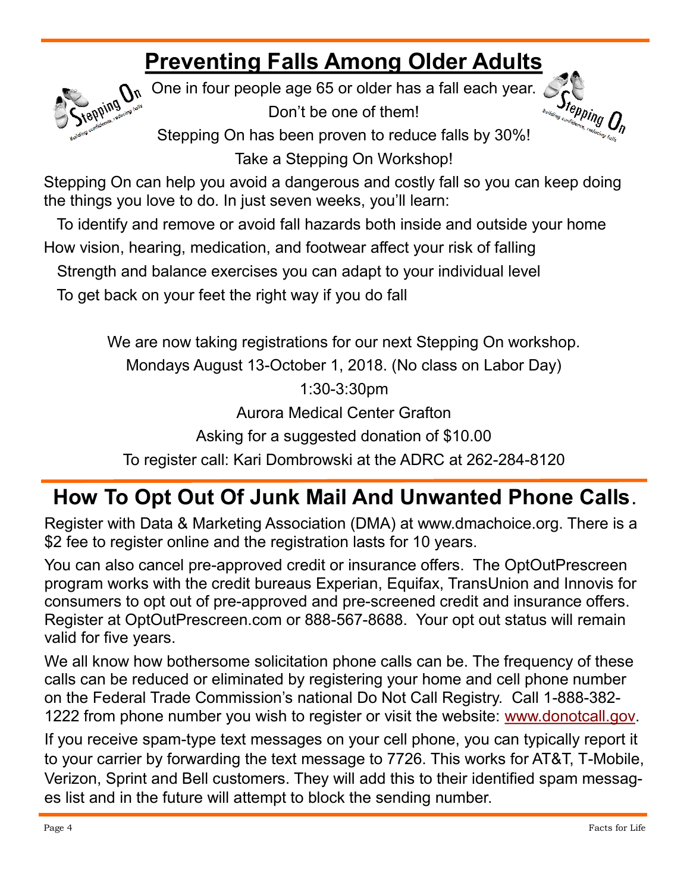# Preventing Falls Among Older Adults

One in four people age 65 or older has a fall each year.

Don't be one of them!

Stepping On has been proven to reduce falls by 30%!

Take a Stepping On Workshop!

Stepping On can help you avoid a dangerous and costly fall so you can keep doing the things you love to do. In just seven weeks, you'll learn:

- To identify and remove or avoid fall hazards both inside and outside your home
- How vision, hearing, medication, and footwear affect your risk of falling
- Strength and balance exercises you can adapt to your individual level
- To get back on your feet the right way if you do fall

We are now taking registrations for our next Stepping On workshop.

Mondays August 13-October 1, 2018. (No class on Labor Day)

1:30-3:30pm

Aurora Medical Center Grafton

Asking for a suggested donation of $10.00

To register call: Kari Dombrowski at the ADRC at 262-284-8120

# How To Opt Out Of Junk Mail And Unwanted Phone Calls.

Register with Data & Marketing Association (DMA) at www.dmachoice.org. There is a $2 fee to register online and the registration lasts for 10 years.

You can also cancel pre-approved credit or insurance offers. The OptOutPrescreen program works with the credit bureaus Experian, Equifax, TransUnion and Innovis for consumers to opt out of pre-approved and pre-screened credit and insurance offers. Register at OptOutPrescreen.com or 888-567-8688. Your opt out status will remain valid for five years.

We all know how bothersome solicitation phone calls can be. The frequency of these calls can be reduced or eliminated by registering your home and cell phone number on the Federal Trade Commission's national Do Not Call Registry. Call 1-888-382-1222 from phone number you wish to register or visit the website: www.donotcall.gov.

If you receive spam-type text messages on your cell phone, you can typically report it to your carrier by forwarding the text message to 7726. This works for AT&T, T-Mobile, Verizon, Sprint and Bell customers. They will add this to their identified spam messages list and in the future will attempt to block the sending number.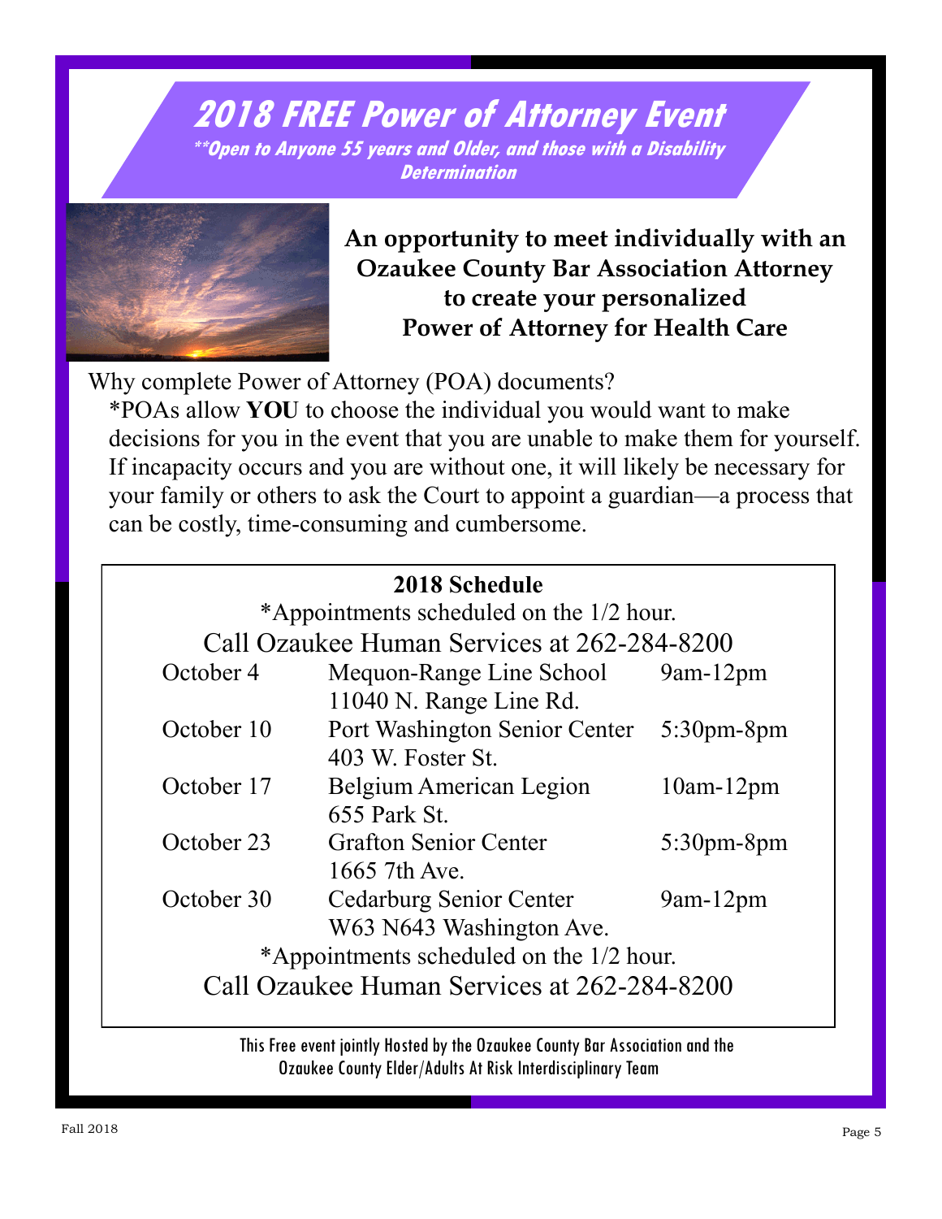# 2018 FREE Power of Attorney Event

***\*Open to Anyone 55 years and Older, and those with a Disability Determination***

**An opportunity to meet individually with an Ozaukee County Bar Association Attorney to create your personalized Power of Attorney for Health Care**

Why complete Power of Attorney (POA) documents?

*POAs allow **YOU** to choose the individual you would want to make decisions for you in the event that you are unable to make them for yourself. If incapacity occurs and you are without one, it will likely be necessary for your family or others to ask the Court to appoint a guardian—a process that can be costly, time-consuming and cumbersome.

**2018 Schedule**

*Appointments scheduled on the 1/2 hour.

Call Ozaukee Human Services at 262-284-8200

| Date | Location | Time |
|---|---|---|
| October 4 | Mequon-Range Line School<br>11040 N. Range Line Rd. | 9am-12pm |
| October 10 | Port Washington Senior Center<br>403 W. Foster St. | 5:30pm-8pm |
| October 17 | Belgium American Legion<br>655 Park St. | 10am-12pm |
| October 23 | Grafton Senior Center<br>1665 7th Ave. | 5:30pm-8pm |
| October 30 | Cedarburg Senior Center<br>W63 N643 Washington Ave. | 9am-12pm |

*Appointments scheduled on the 1/2 hour.

Call Ozaukee Human Services at 262-284-8200

This Free event jointly Hosted by the Ozaukee County Bar Association and the Ozaukee County Elder/Adults At Risk Interdisciplinary Team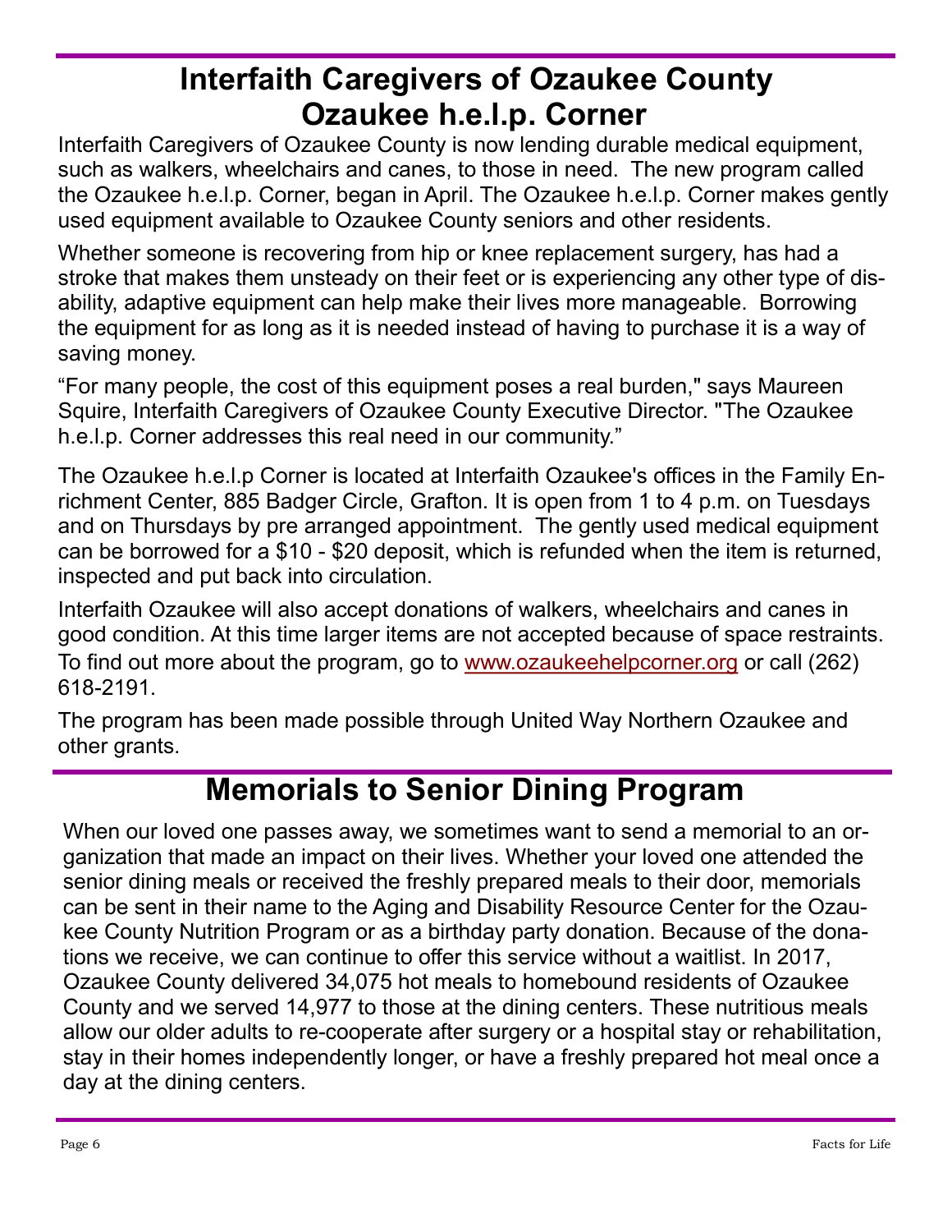# Interfaith Caregivers of Ozaukee County
# Ozaukee h.e.l.p. Corner

Interfaith Caregivers of Ozaukee County is now lending durable medical equipment, such as walkers, wheelchairs and canes, to those in need. The new program called the Ozaukee h.e.l.p. Corner, began in April. The Ozaukee h.e.l.p. Corner makes gently used equipment available to Ozaukee County seniors and other residents.

Whether someone is recovering from hip or knee replacement surgery, has had a stroke that makes them unsteady on their feet or is experiencing any other type of disability, adaptive equipment can help make their lives more manageable. Borrowing the equipment for as long as it is needed instead of having to purchase it is a way of saving money.

"For many people, the cost of this equipment poses a real burden," says Maureen Squire, Interfaith Caregivers of Ozaukee County Executive Director. "The Ozaukee h.e.l.p. Corner addresses this real need in our community."

The Ozaukee h.e.l.p Corner is located at Interfaith Ozaukee's offices in the Family Enrichment Center, 885 Badger Circle, Grafton. It is open from 1 to 4 p.m. on Tuesdays and on Thursdays by pre arranged appointment. The gently used medical equipment can be borrowed for a $10 - $20 deposit, which is refunded when the item is returned, inspected and put back into circulation.

Interfaith Ozaukee will also accept donations of walkers, wheelchairs and canes in good condition. At this time larger items are not accepted because of space restraints. To find out more about the program, go to www.ozaukeehelpcorner.org or call (262) 618-2191.

The program has been made possible through United Way Northern Ozaukee and other grants.

# Memorials to Senior Dining Program

When our loved one passes away, we sometimes want to send a memorial to an organization that made an impact on their lives. Whether your loved one attended the senior dining meals or received the freshly prepared meals to their door, memorials can be sent in their name to the Aging and Disability Resource Center for the Ozaukee County Nutrition Program or as a birthday party donation. Because of the donations we receive, we can continue to offer this service without a waitlist. In 2017, Ozaukee County delivered 34,075 hot meals to homebound residents of Ozaukee County and we served 14,977 to those at the dining centers. These nutritious meals allow our older adults to re-cooperate after surgery or a hospital stay or rehabilitation, stay in their homes independently longer, or have a freshly prepared hot meal once a day at the dining centers.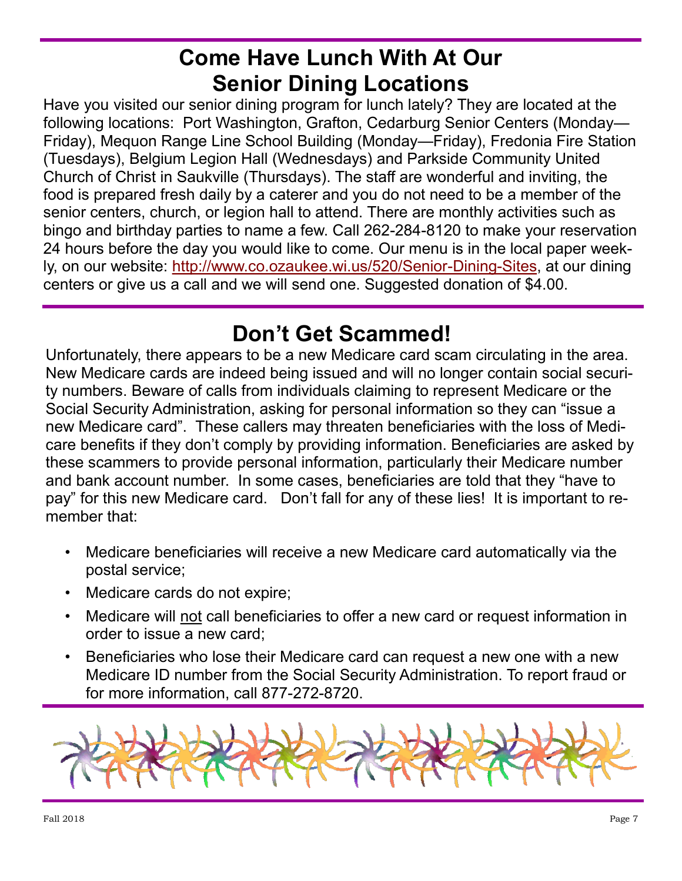# Come Have Lunch With At Our Senior Dining Locations

Have you visited our senior dining program for lunch lately? They are located at the following locations: Port Washington, Grafton, Cedarburg Senior Centers (Monday—Friday), Mequon Range Line School Building (Monday—Friday), Fredonia Fire Station (Tuesdays), Belgium Legion Hall (Wednesdays) and Parkside Community United Church of Christ in Saukville (Thursdays). The staff are wonderful and inviting, the food is prepared fresh daily by a caterer and you do not need to be a member of the senior centers, church, or legion hall to attend. There are monthly activities such as bingo and birthday parties to name a few. Call 262-284-8120 to make your reservation 24 hours before the day you would like to come. Our menu is in the local paper weekly, on our website: http://www.co.ozaukee.wi.us/520/Senior-Dining-Sites, at our dining centers or give us a call and we will send one. Suggested donation of $4.00.

# Don't Get Scammed!

Unfortunately, there appears to be a new Medicare card scam circulating in the area. New Medicare cards are indeed being issued and will no longer contain social security numbers. Beware of calls from individuals claiming to represent Medicare or the Social Security Administration, asking for personal information so they can "issue a new Medicare card". These callers may threaten beneficiaries with the loss of Medicare benefits if they don't comply by providing information. Beneficiaries are asked by these scammers to provide personal information, particularly their Medicare number and bank account number. In some cases, beneficiaries are told that they "have to pay" for this new Medicare card. Don't fall for any of these lies! It is important to remember that:

- Medicare beneficiaries will receive a new Medicare card automatically via the postal service;
- Medicare cards do not expire;
- Medicare will <u>not</u> call beneficiaries to offer a new card or request information in order to issue a new card;
- Beneficiaries who lose their Medicare card can request a new one with a new Medicare ID number from the Social Security Administration. To report fraud or for more information, call 877-272-8720.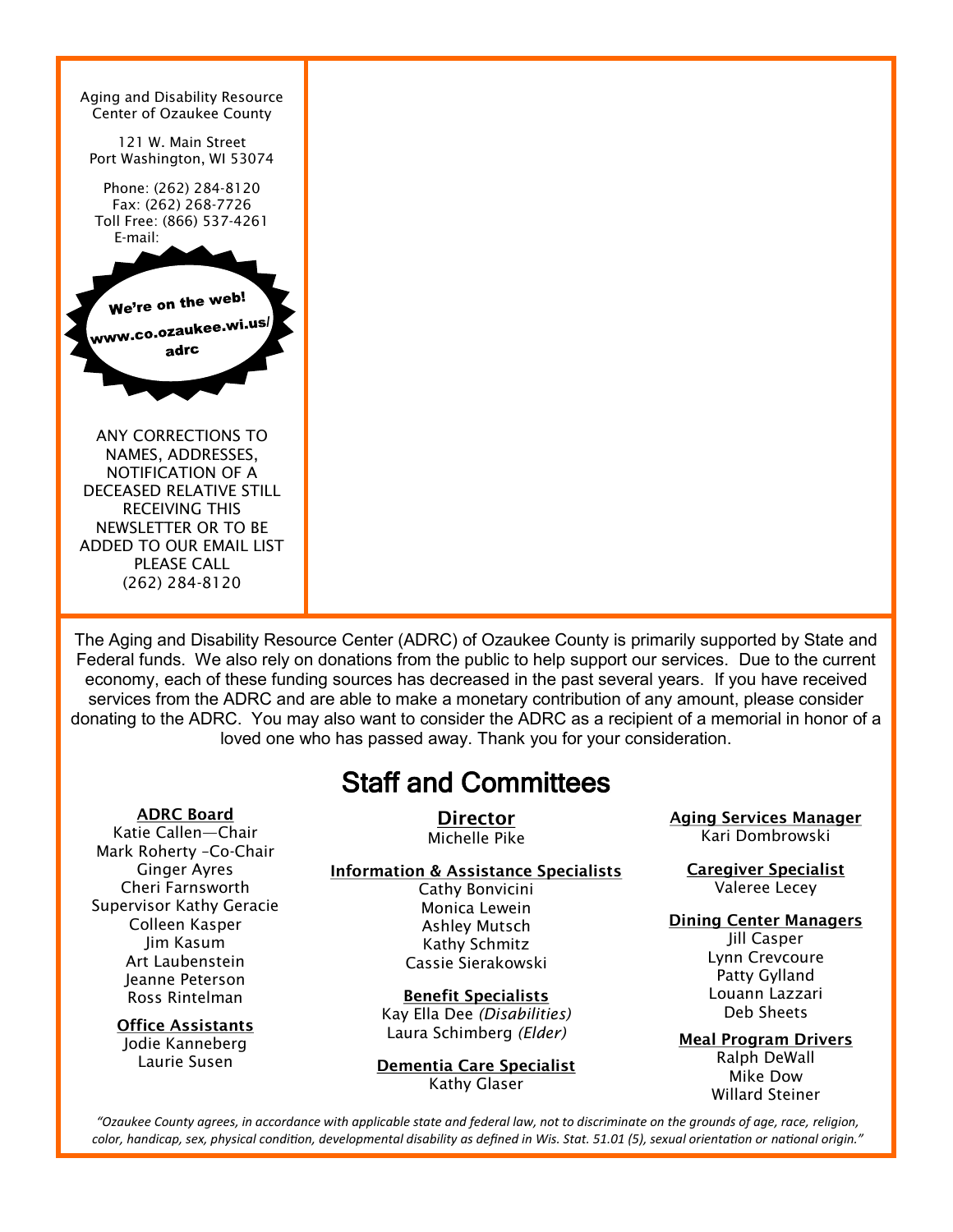Aging and Disability Resource Center of Ozaukee County

121 W. Main Street
Port Washington, WI 53074

Phone: (262) 284-8120
Fax: (262) 268-7726
Toll Free: (866) 537-4261
E-mail:

We're on the web!
www.co.ozaukee.wi.us/adrc

ANY CORRECTIONS TO NAMES, ADDRESSES, NOTIFICATION OF A DECEASED RELATIVE STILL RECEIVING THIS NEWSLETTER OR TO BE ADDED TO OUR EMAIL LIST PLEASE CALL (262) 284-8120

The Aging and Disability Resource Center (ADRC) of Ozaukee County is primarily supported by State and Federal funds. We also rely on donations from the public to help support our services. Due to the current economy, each of these funding sources has decreased in the past several years. If you have received services from the ADRC and are able to make a monetary contribution of any amount, please consider donating to the ADRC. You may also want to consider the ADRC as a recipient of a memorial in honor of a loved one who has passed away. Thank you for your consideration.

## Staff and Committees

**ADRC Board**
Katie Callen—Chair
Mark Roherty –Co-Chair
Ginger Ayres
Cheri Farnsworth
Supervisor Kathy Geracie
Colleen Kasper
Jim Kasum
Art Laubenstein
Jeanne Peterson
Ross Rintelman

**Office Assistants**
Jodie Kanneberg
Laurie Susen

**Director**
Michelle Pike

**Information & Assistance Specialists**
Cathy Bonvicini
Monica Lewein
Ashley Mutsch
Kathy Schmitz
Cassie Sierakowski

**Benefit Specialists**
Kay Ella Dee *(Disabilities)*
Laura Schimberg *(Elder)*

**Dementia Care Specialist**
Kathy Glaser

**Aging Services Manager**
Kari Dombrowski

**Caregiver Specialist**
Valeree Lecey

**Dining Center Managers**
Jill Casper
Lynn Crevcoure
Patty Gylland
Louann Lazzari
Deb Sheets

**Meal Program Drivers**
Ralph DeWall
Mike Dow
Willard Steiner

*"Ozaukee County agrees, in accordance with applicable state and federal law, not to discriminate on the grounds of age, race, religion, color, handicap, sex, physical condition, developmental disability as defined in Wis. Stat. 51.01 (5), sexual orientation or national origin."*